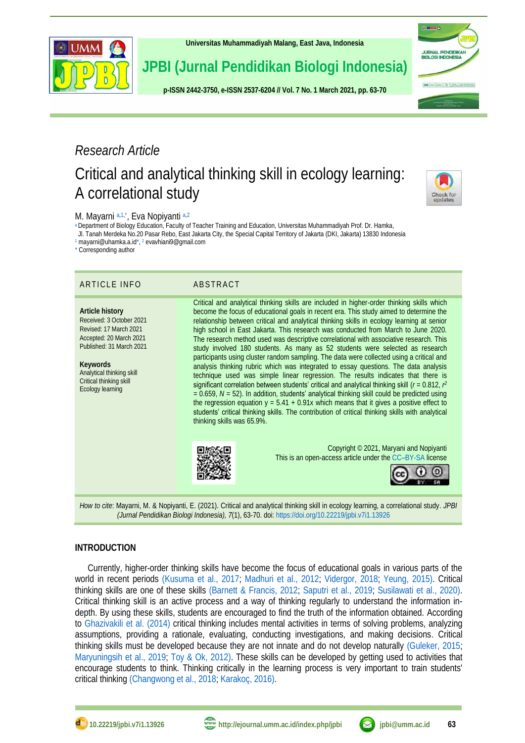*Research Article*

# Critical and analytical thinking skill in ecology learning: A correlational study

M. Mayarni [a,1,*], Eva Nopiyanti [a,2]

[a] Department of Biology Education, Faculty of Teacher Training and Education, Universitas Muhammadiyah Prof. Dr. Hamka, Jl. Tanah Merdeka No.20 Pasar Rebo, East Jakarta City, the Special Capital Territory of Jakarta (DKI, Jakarta) 13830 Indonesia

[1] mayarni@uhamka.a.id*, [2] evavhiani9@gmail.com

* Corresponding author

## ARTICLE INFO

**Article history**
Received: 3 October 2021
Revised: 17 March 2021
Accepted: 20 March 2021
Published: 31 March 2021

**Keywords**
Analytical thinking skill
Critical thinking skill
Ecology learning

## ABSTRACT

Critical and analytical thinking skills are included in higher-order thinking skills which become the focus of educational goals in recent era. This study aimed to determine the relationship between critical and analytical thinking skills in ecology learning at senior high school in East Jakarta. This research was conducted from March to June 2020. The research method used was descriptive correlational with associative research. This study involved 180 students. As many as 52 students were selected as research participants using cluster random sampling. The data were collected using a critical and analysis thinking rubric which was integrated to essay questions. The data analysis technique used was simple linear regression. The results indicates that there is significant correlation between students' critical and analytical thinking skill ($r$ = 0.812, $r^2$ = 0.659, $N$ = 52). In addition, students' analytical thinking skill could be predicted using the regression equation y = 5.41 + 0.91x which means that it gives a positive effect to students' critical thinking skills. The contribution of critical thinking skills with analytical thinking skills was 65.9%.

Copyright © 2021, Maryani and Nopiyanti
This is an open-access article under the CC–BY-SA license

*How to cite*: Mayarni, M. & Nopiyanti, E. (2021). Critical and analytical thinking skill in ecology learning, a correlational study. *JPBI (Jurnal Pendidikan Biologi Indonesia), 7*(1), 63-70. doi: https://doi.org/10.22219/jpbi.v7i1.13926

## INTRODUCTION

Currently, higher-order thinking skills have become the focus of educational goals in various parts of the world in recent periods (Kusuma et al., 2017; Madhuri et al., 2012; Vidergor, 2018; Yeung, 2015). Critical thinking skills are one of these skills (Barnett & Francis, 2012; Saputri et al., 2019; Susilawati et al., 2020). Critical thinking skill is an active process and a way of thinking regularly to understand the information in-depth. By using these skills, students are encouraged to find the truth of the information obtained. According to Ghazivakili et al. (2014) critical thinking includes mental activities in terms of solving problems, analyzing assumptions, providing a rationale, evaluating, conducting investigations, and making decisions. Critical thinking skills must be developed because they are not innate and do not develop naturally (Guleker, 2015; Maryuningsih et al., 2019; Toy & Ok, 2012). These skills can be developed by getting used to activities that encourage students to think. Thinking critically in the learning process is very important to train students' critical thinking (Changwong et al., 2018; Karakoç, 2016).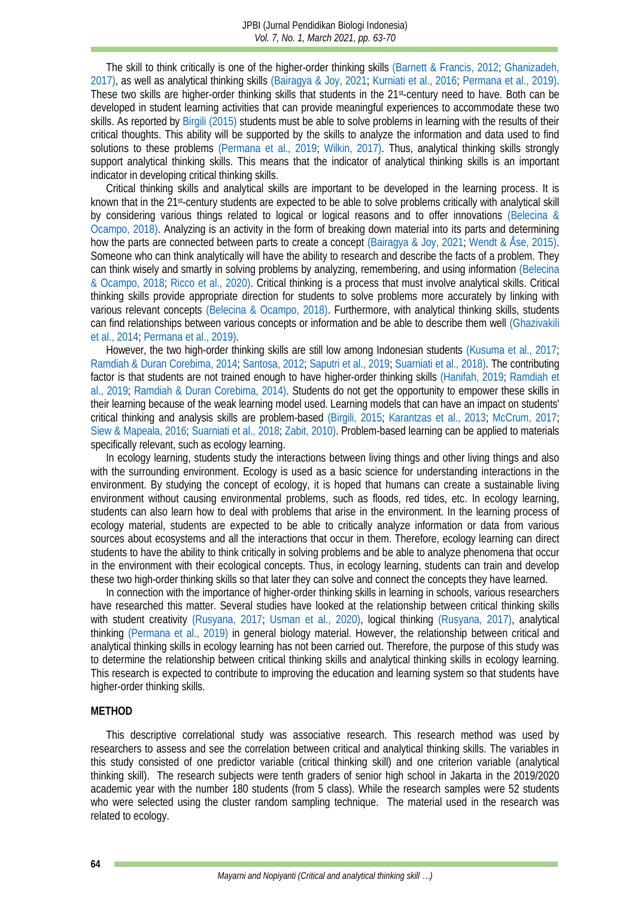The skill to think critically is one of the higher-order thinking skills (Barnett & Francis, 2012; Ghanizadeh, 2017), as well as analytical thinking skills (Bairagya & Joy, 2021; Kurniati et al., 2016; Permana et al., 2019). These two skills are higher-order thinking skills that students in the 21st-century need to have. Both can be developed in student learning activities that can provide meaningful experiences to accommodate these two skills. As reported by Birgili (2015) students must be able to solve problems in learning with the results of their critical thoughts. This ability will be supported by the skills to analyze the information and data used to find solutions to these problems (Permana et al., 2019; Wilkin, 2017). Thus, analytical thinking skills strongly support analytical thinking skills. This means that the indicator of analytical thinking skills is an important indicator in developing critical thinking skills.

Critical thinking skills and analytical skills are important to be developed in the learning process. It is known that in the 21st-century students are expected to be able to solve problems critically with analytical skill by considering various things related to logical or logical reasons and to offer innovations (Belecina & Ocampo, 2018). Analyzing is an activity in the form of breaking down material into its parts and determining how the parts are connected between parts to create a concept (Bairagya & Joy, 2021; Wendt & Åse, 2015). Someone who can think analytically will have the ability to research and describe the facts of a problem. They can think wisely and smartly in solving problems by analyzing, remembering, and using information (Belecina & Ocampo, 2018; Ricco et al., 2020). Critical thinking is a process that must involve analytical skills. Critical thinking skills provide appropriate direction for students to solve problems more accurately by linking with various relevant concepts (Belecina & Ocampo, 2018). Furthermore, with analytical thinking skills, students can find relationships between various concepts or information and be able to describe them well (Ghazivakili et al., 2014; Permana et al., 2019).

However, the two high-order thinking skills are still low among Indonesian students (Kusuma et al., 2017; Ramdiah & Duran Corebima, 2014; Santosa, 2012; Saputri et al., 2019; Suarniati et al., 2018). The contributing factor is that students are not trained enough to have higher-order thinking skills (Hanifah, 2019; Ramdiah et al., 2019; Ramdiah & Duran Corebima, 2014). Students do not get the opportunity to empower these skills in their learning because of the weak learning model used. Learning models that can have an impact on students' critical thinking and analysis skills are problem-based (Birgili, 2015; Karantzas et al., 2013; McCrum, 2017; Siew & Mapeala, 2016; Suarniati et al., 2018; Zabit, 2010). Problem-based learning can be applied to materials specifically relevant, such as ecology learning.

In ecology learning, students study the interactions between living things and other living things and also with the surrounding environment. Ecology is used as a basic science for understanding interactions in the environment. By studying the concept of ecology, it is hoped that humans can create a sustainable living environment without causing environmental problems, such as floods, red tides, etc. In ecology learning, students can also learn how to deal with problems that arise in the environment. In the learning process of ecology material, students are expected to be able to critically analyze information or data from various sources about ecosystems and all the interactions that occur in them. Therefore, ecology learning can direct students to have the ability to think critically in solving problems and be able to analyze phenomena that occur in the environment with their ecological concepts. Thus, in ecology learning, students can train and develop these two high-order thinking skills so that later they can solve and connect the concepts they have learned.

In connection with the importance of higher-order thinking skills in learning in schools, various researchers have researched this matter. Several studies have looked at the relationship between critical thinking skills with student creativity (Rusyana, 2017; Usman et al., 2020), logical thinking (Rusyana, 2017), analytical thinking (Permana et al., 2019) in general biology material. However, the relationship between critical and analytical thinking skills in ecology learning has not been carried out. Therefore, the purpose of this study was to determine the relationship between critical thinking skills and analytical thinking skills in ecology learning. This research is expected to contribute to improving the education and learning system so that students have higher-order thinking skills.

## METHOD

This descriptive correlational study was associative research. This research method was used by researchers to assess and see the correlation between critical and analytical thinking skills. The variables in this study consisted of one predictor variable (critical thinking skill) and one criterion variable (analytical thinking skill). The research subjects were tenth graders of senior high school in Jakarta in the 2019/2020 academic year with the number 180 students (from 5 class). While the research samples were 52 students who were selected using the cluster random sampling technique. The material used in the research was related to ecology.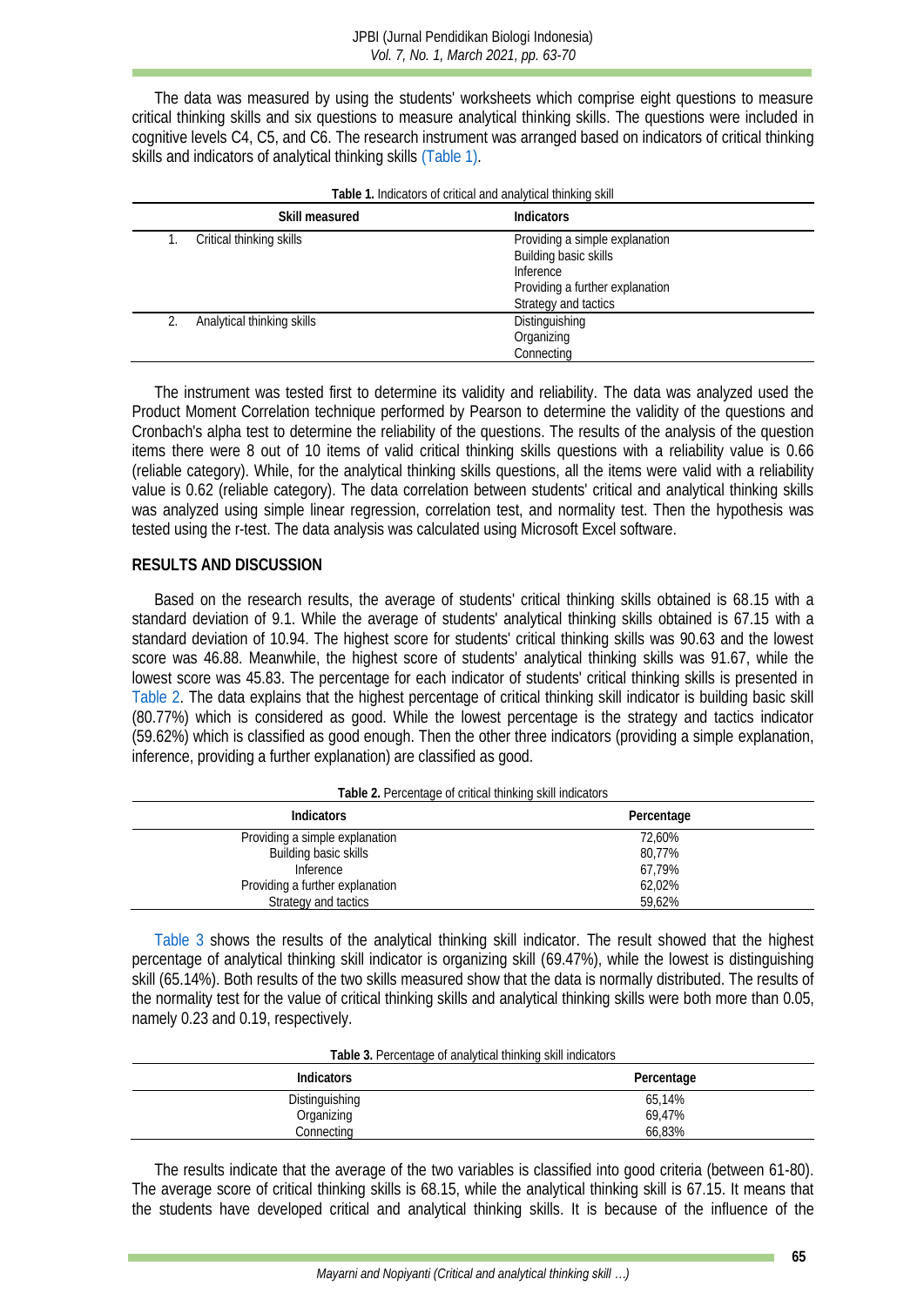The data was measured by using the students' worksheets which comprise eight questions to measure critical thinking skills and six questions to measure analytical thinking skills. The questions were included in cognitive levels C4, C5, and C6. The research instrument was arranged based on indicators of critical thinking skills and indicators of analytical thinking skills (Table 1).

**Table 1.** Indicators of critical and analytical thinking skill

| Skill measured | Indicators |
| --- | --- |
| 1. Critical thinking skills | Providing a simple explanation<br>Building basic skills<br>Inference<br>Providing a further explanation<br>Strategy and tactics |
| 2. Analytical thinking skills | Distinguishing<br>Organizing<br>Connecting |

The instrument was tested first to determine its validity and reliability. The data was analyzed used the Product Moment Correlation technique performed by Pearson to determine the validity of the questions and Cronbach's alpha test to determine the reliability of the questions. The results of the analysis of the question items there were 8 out of 10 items of valid critical thinking skills questions with a reliability value is 0.66 (reliable category). While, for the analytical thinking skills questions, all the items were valid with a reliability value is 0.62 (reliable category). The data correlation between students' critical and analytical thinking skills was analyzed using simple linear regression, correlation test, and normality test. Then the hypothesis was tested using the r-test. The data analysis was calculated using Microsoft Excel software.

## RESULTS AND DISCUSSION

Based on the research results, the average of students' critical thinking skills obtained is 68.15 with a standard deviation of 9.1. While the average of students' analytical thinking skills obtained is 67.15 with a standard deviation of 10.94. The highest score for students' critical thinking skills was 90.63 and the lowest score was 46.88. Meanwhile, the highest score of students' analytical thinking skills was 91.67, while the lowest score was 45.83. The percentage for each indicator of students' critical thinking skills is presented in Table 2. The data explains that the highest percentage of critical thinking skill indicator is building basic skill (80.77%) which is considered as good. While the lowest percentage is the strategy and tactics indicator (59.62%) which is classified as good enough. Then the other three indicators (providing a simple explanation, inference, providing a further explanation) are classified as good.

**Table 2.** Percentage of critical thinking skill indicators

| Indicators | Percentage |
| --- | --- |
| Providing a simple explanation | 72,60% |
| Building basic skills | 80,77% |
| Inference | 67,79% |
| Providing a further explanation | 62,02% |
| Strategy and tactics | 59,62% |

Table 3 shows the results of the analytical thinking skill indicator. The result showed that the highest percentage of analytical thinking skill indicator is organizing skill (69.47%), while the lowest is distinguishing skill (65.14%). Both results of the two skills measured show that the data is normally distributed. The results of the normality test for the value of critical thinking skills and analytical thinking skills were both more than 0.05, namely 0.23 and 0.19, respectively.

**Table 3.** Percentage of analytical thinking skill indicators

| Indicators | Percentage |
| --- | --- |
| Distinguishing | 65,14% |
| Organizing | 69,47% |
| Connecting | 66,83% |

The results indicate that the average of the two variables is classified into good criteria (between 61-80). The average score of critical thinking skills is 68.15, while the analytical thinking skill is 67.15. It means that the students have developed critical and analytical thinking skills. It is because of the influence of the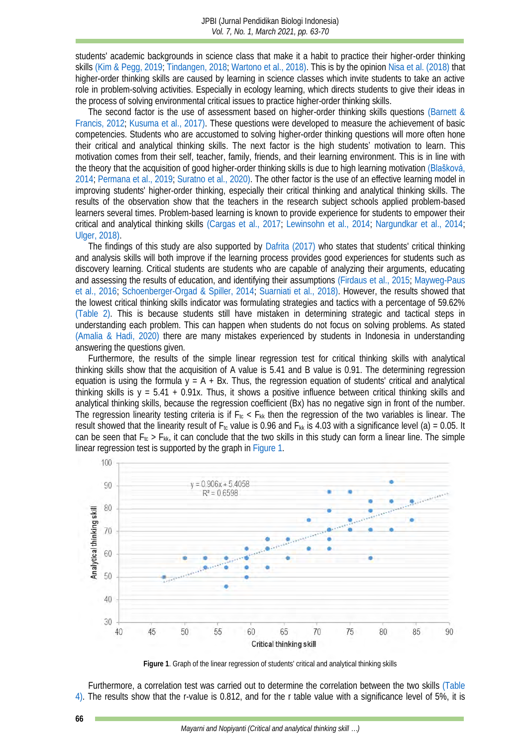students' academic backgrounds in science class that make it a habit to practice their higher-order thinking skills (Kim & Pegg, 2019; Tindangen, 2018; Wartono et al., 2018). This is by the opinion Nisa et al. (2018) that higher-order thinking skills are caused by learning in science classes which invite students to take an active role in problem-solving activities. Especially in ecology learning, which directs students to give their ideas in the process of solving environmental critical issues to practice higher-order thinking skills.

The second factor is the use of assessment based on higher-order thinking skills questions (Barnett & Francis, 2012; Kusuma et al., 2017). These questions were developed to measure the achievement of basic competencies. Students who are accustomed to solving higher-order thinking questions will more often hone their critical and analytical thinking skills. The next factor is the high students' motivation to learn. This motivation comes from their self, teacher, family, friends, and their learning environment. This is in line with the theory that the acquisition of good higher-order thinking skills is due to high learning motivation (Blašková, 2014; Permana et al., 2019; Suratno et al., 2020). The other factor is the use of an effective learning model in improving students' higher-order thinking, especially their critical thinking and analytical thinking skills. The results of the observation show that the teachers in the research subject schools applied problem-based learners several times. Problem-based learning is known to provide experience for students to empower their critical and analytical thinking skills (Cargas et al., 2017; Lewinsohn et al., 2014; Nargundkar et al., 2014; Ulger, 2018).

The findings of this study are also supported by Dafrita (2017) who states that students' critical thinking and analysis skills will both improve if the learning process provides good experiences for students such as discovery learning. Critical students are students who are capable of analyzing their arguments, educating and assessing the results of education, and identifying their assumptions (Firdaus et al., 2015; Mayweg-Paus et al., 2016; Schoenberger-Orgad & Spiller, 2014; Suarniati et al., 2018). However, the results showed that the lowest critical thinking skills indicator was formulating strategies and tactics with a percentage of 59.62% (Table 2). This is because students still have mistaken in determining strategic and tactical steps in understanding each problem. This can happen when students do not focus on solving problems. As stated (Amalia & Hadi, 2020) there are many mistakes experienced by students in Indonesia in understanding answering the questions given.

Furthermore, the results of the simple linear regression test for critical thinking skills with analytical thinking skills show that the acquisition of A value is 5.41 and B value is 0.91. The determining regression equation is using the formula $y = A + Bx$. Thus, the regression equation of students' critical and analytical thinking skills is $y = 5.41 + 0.91x$. Thus, it shows a positive influence between critical thinking skills and analytical thinking skills, because the regression coefficient (Bx) has no negative sign in front of the number. The regression linearity testing criteria is if $F_{tc} < F_{kk}$ then the regression of the two variables is linear. The result showed that the linearity result of $F_{tc}$ value is 0.96 and $F_{kk}$ is 4.03 with a significance level (a) = 0.05. It can be seen that $F_{tc} > F_{kk}$, it can conclude that the two skills in this study can form a linear line. The simple linear regression test is supported by the graph in Figure 1.

**Figure 1**. Graph of the linear regression of students' critical and analytical thinking skills

Furthermore, a correlation test was carried out to determine the correlation between the two skills (Table 4). The results show that the r-value is 0.812, and for the r table value with a significance level of 5%, it is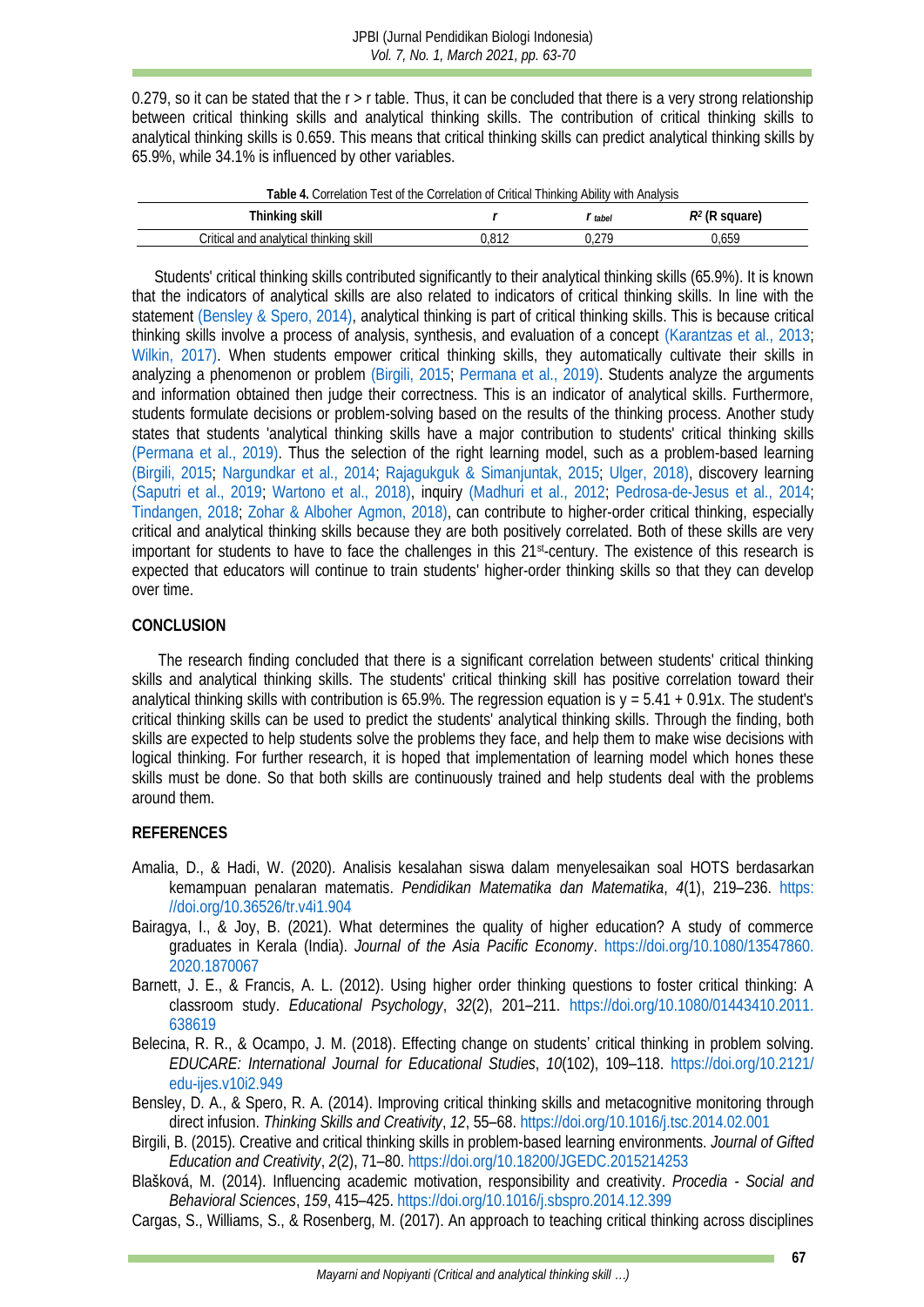0.279, so it can be stated that the r > r table. Thus, it can be concluded that there is a very strong relationship between critical thinking skills and analytical thinking skills. The contribution of critical thinking skills to analytical thinking skills is 0.659. This means that critical thinking skills can predict analytical thinking skills by 65.9%, while 34.1% is influenced by other variables.

**Table 4.** Correlation Test of the Correlation of Critical Thinking Ability with Analysis

| Thinking skill | *r* | *r tabel* | $R^2$ (R square) |
|---|---|---|---|
| Critical and analytical thinking skill | 0,812 | 0,279 | 0,659 |

Students' critical thinking skills contributed significantly to their analytical thinking skills (65.9%). It is known that the indicators of analytical skills are also related to indicators of critical thinking skills. In line with the statement (Bensley & Spero, 2014), analytical thinking is part of critical thinking skills. This is because critical thinking skills involve a process of analysis, synthesis, and evaluation of a concept (Karantzas et al., 2013; Wilkin, 2017). When students empower critical thinking skills, they automatically cultivate their skills in analyzing a phenomenon or problem (Birgili, 2015; Permana et al., 2019). Students analyze the arguments and information obtained then judge their correctness. This is an indicator of analytical skills. Furthermore, students formulate decisions or problem-solving based on the results of the thinking process. Another study states that students 'analytical thinking skills have a major contribution to students' critical thinking skills (Permana et al., 2019). Thus the selection of the right learning model, such as a problem-based learning (Birgili, 2015; Nargundkar et al., 2014; Rajagukguk & Simanjuntak, 2015; Ulger, 2018), discovery learning (Saputri et al., 2019; Wartono et al., 2018), inquiry (Madhuri et al., 2012; Pedrosa-de-Jesus et al., 2014; Tindangen, 2018; Zohar & Alboher Agmon, 2018), can contribute to higher-order critical thinking, especially critical and analytical thinking skills because they are both positively correlated. Both of these skills are very important for students to have to face the challenges in this 21st-century. The existence of this research is expected that educators will continue to train students' higher-order thinking skills so that they can develop over time.

## CONCLUSION

The research finding concluded that there is a significant correlation between students' critical thinking skills and analytical thinking skills. The students' critical thinking skill has positive correlation toward their analytical thinking skills with contribution is 65.9%. The regression equation is $y = 5.41 + 0.91x$. The student's critical thinking skills can be used to predict the students' analytical thinking skills. Through the finding, both skills are expected to help students solve the problems they face, and help them to make wise decisions with logical thinking. For further research, it is hoped that implementation of learning model which hones these skills must be done. So that both skills are continuously trained and help students deal with the problems around them.

## REFERENCES

Amalia, D., & Hadi, W. (2020). Analisis kesalahan siswa dalam menyelesaikan soal HOTS berdasarkan kemampuan penalaran matematis. *Pendidikan Matematika dan Matematika*, *4*(1), 219–236. https://doi.org/10.36526/tr.v4i1.904

Bairagya, I., & Joy, B. (2021). What determines the quality of higher education? A study of commerce graduates in Kerala (India). *Journal of the Asia Pacific Economy*. https://doi.org/10.1080/13547860.2020.1870067

Barnett, J. E., & Francis, A. L. (2012). Using higher order thinking questions to foster critical thinking: A classroom study. *Educational Psychology*, *32*(2), 201–211. https://doi.org/10.1080/01443410.2011.638619

Belecina, R. R., & Ocampo, J. M. (2018). Effecting change on students' critical thinking in problem solving. *EDUCARE: International Journal for Educational Studies*, *10*(102), 109–118. https://doi.org/10.2121/edu-ijes.v10i2.949

Bensley, D. A., & Spero, R. A. (2014). Improving critical thinking skills and metacognitive monitoring through direct infusion. *Thinking Skills and Creativity*, *12*, 55–68. https://doi.org/10.1016/j.tsc.2014.02.001

Birgili, B. (2015). Creative and critical thinking skills in problem-based learning environments. *Journal of Gifted Education and Creativity*, *2*(2), 71–80. https://doi.org/10.18200/JGEDC.2015214253

Blašková, M. (2014). Influencing academic motivation, responsibility and creativity. *Procedia - Social and Behavioral Sciences*, *159*, 415–425. https://doi.org/10.1016/j.sbspro.2014.12.399

Cargas, S., Williams, S., & Rosenberg, M. (2017). An approach to teaching critical thinking across disciplines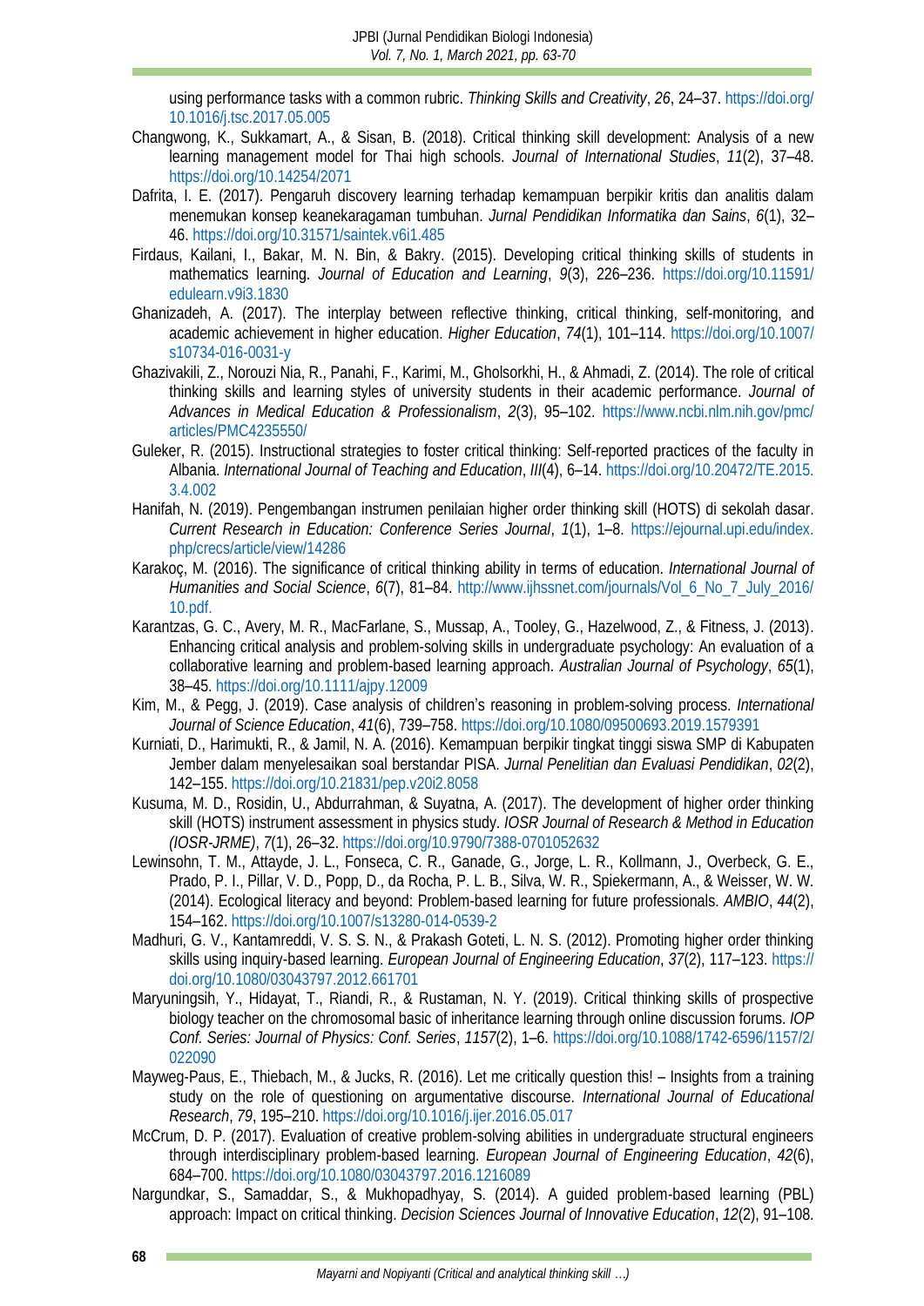using performance tasks with a common rubric. *Thinking Skills and Creativity*, *26*, 24–37. https://doi.org/10.1016/j.tsc.2017.05.005

Changwong, K., Sukkamart, A., & Sisan, B. (2018). Critical thinking skill development: Analysis of a new learning management model for Thai high schools. *Journal of International Studies*, *11*(2), 37–48. https://doi.org/10.14254/2071

Dafrita, I. E. (2017). Pengaruh discovery learning terhadap kemampuan berpikir kritis dan analitis dalam menemukan konsep keanekaragaman tumbuhan. *Jurnal Pendidikan Informatika dan Sains*, *6*(1), 32–46. https://doi.org/10.31571/saintek.v6i1.485

Firdaus, Kailani, I., Bakar, M. N. Bin, & Bakry. (2015). Developing critical thinking skills of students in mathematics learning. *Journal of Education and Learning*, *9*(3), 226–236. https://doi.org/10.11591/edulearn.v9i3.1830

Ghanizadeh, A. (2017). The interplay between reflective thinking, critical thinking, self-monitoring, and academic achievement in higher education. *Higher Education*, *74*(1), 101–114. https://doi.org/10.1007/s10734-016-0031-y

Ghazivakili, Z., Norouzi Nia, R., Panahi, F., Karimi, M., Gholsorkhi, H., & Ahmadi, Z. (2014). The role of critical thinking skills and learning styles of university students in their academic performance. *Journal of Advances in Medical Education & Professionalism*, *2*(3), 95–102. https://www.ncbi.nlm.nih.gov/pmc/articles/PMC4235550/

Guleker, R. (2015). Instructional strategies to foster critical thinking: Self-reported practices of the faculty in Albania. *International Journal of Teaching and Education*, *III*(4), 6–14. https://doi.org/10.20472/TE.2015.3.4.002

Hanifah, N. (2019). Pengembangan instrumen penilaian higher order thinking skill (HOTS) di sekolah dasar. *Current Research in Education: Conference Series Journal*, *1*(1), 1–8. https://ejournal.upi.edu/index.php/crecs/article/view/14286

Karakoç, M. (2016). The significance of critical thinking ability in terms of education. *International Journal of Humanities and Social Science*, *6*(7), 81–84. http://www.ijhssnet.com/journals/Vol_6_No_7_July_2016/10.pdf.

Karantzas, G. C., Avery, M. R., MacFarlane, S., Mussap, A., Tooley, G., Hazelwood, Z., & Fitness, J. (2013). Enhancing critical analysis and problem-solving skills in undergraduate psychology: An evaluation of a collaborative learning and problem-based learning approach. *Australian Journal of Psychology*, *65*(1), 38–45. https://doi.org/10.1111/ajpy.12009

Kim, M., & Pegg, J. (2019). Case analysis of children's reasoning in problem-solving process. *International Journal of Science Education*, *41*(6), 739–758. https://doi.org/10.1080/09500693.2019.1579391

Kurniati, D., Harimukti, R., & Jamil, N. A. (2016). Kemampuan berpikir tingkat tinggi siswa SMP di Kabupaten Jember dalam menyelesaikan soal berstandar PISA. *Jurnal Penelitian dan Evaluasi Pendidikan*, *02*(2), 142–155. https://doi.org/10.21831/pep.v20i2.8058

Kusuma, M. D., Rosidin, U., Abdurrahman, & Suyatna, A. (2017). The development of higher order thinking skill (HOTS) instrument assessment in physics study. *IOSR Journal of Research & Method in Education (IOSR-JRME)*, *7*(1), 26–32. https://doi.org/10.9790/7388-0701052632

Lewinsohn, T. M., Attayde, J. L., Fonseca, C. R., Ganade, G., Jorge, L. R., Kollmann, J., Overbeck, G. E., Prado, P. I., Pillar, V. D., Popp, D., da Rocha, P. L. B., Silva, W. R., Spiekermann, A., & Weisser, W. W. (2014). Ecological literacy and beyond: Problem-based learning for future professionals. *AMBIO*, *44*(2), 154–162. https://doi.org/10.1007/s13280-014-0539-2

Madhuri, G. V., Kantamreddi, V. S. S. N., & Prakash Goteti, L. N. S. (2012). Promoting higher order thinking skills using inquiry-based learning. *European Journal of Engineering Education*, *37*(2), 117–123. https://doi.org/10.1080/03043797.2012.661701

Maryuningsih, Y., Hidayat, T., Riandi, R., & Rustaman, N. Y. (2019). Critical thinking skills of prospective biology teacher on the chromosomal basic of inheritance learning through online discussion forums. *IOP Conf. Series: Journal of Physics: Conf. Series*, *1157*(2), 1–6. https://doi.org/10.1088/1742-6596/1157/2/022090

Mayweg-Paus, E., Thiebach, M., & Jucks, R. (2016). Let me critically question this! – Insights from a training study on the role of questioning on argumentative discourse. *International Journal of Educational Research*, *79*, 195–210. https://doi.org/10.1016/j.ijer.2016.05.017

McCrum, D. P. (2017). Evaluation of creative problem-solving abilities in undergraduate structural engineers through interdisciplinary problem-based learning. *European Journal of Engineering Education*, *42*(6), 684–700. https://doi.org/10.1080/03043797.2016.1216089

Nargundkar, S., Samaddar, S., & Mukhopadhyay, S. (2014). A guided problem-based learning (PBL) approach: Impact on critical thinking. *Decision Sciences Journal of Innovative Education*, *12*(2), 91–108.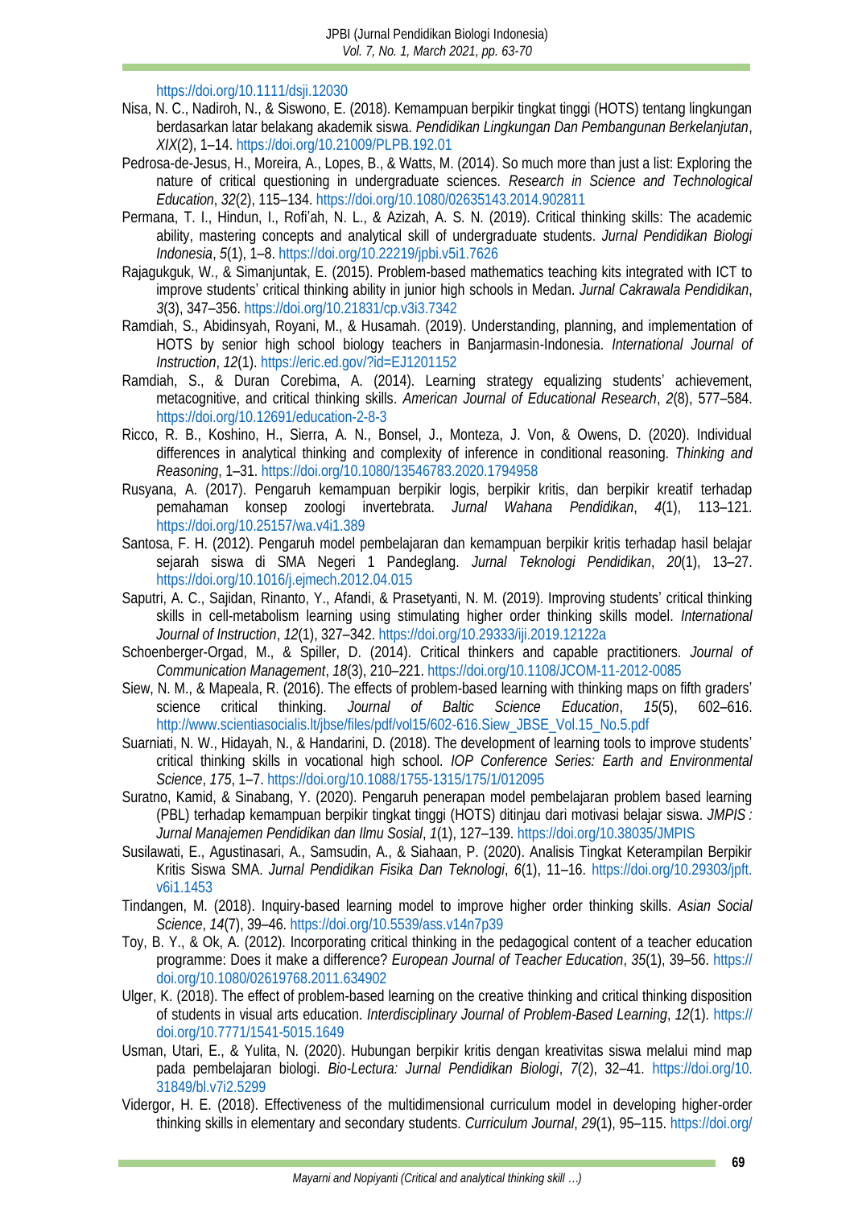https://doi.org/10.1111/dsji.12030

Nisa, N. C., Nadiroh, N., & Siswono, E. (2018). Kemampuan berpikir tingkat tinggi (HOTS) tentang lingkungan berdasarkan latar belakang akademik siswa. *Pendidikan Lingkungan Dan Pembangunan Berkelanjutan*, *XIX*(2), 1–14. https://doi.org/10.21009/PLPB.192.01

Pedrosa-de-Jesus, H., Moreira, A., Lopes, B., & Watts, M. (2014). So much more than just a list: Exploring the nature of critical questioning in undergraduate sciences. *Research in Science and Technological Education*, *32*(2), 115–134. https://doi.org/10.1080/02635143.2014.902811

Permana, T. I., Hindun, I., Rofi'ah, N. L., & Azizah, A. S. N. (2019). Critical thinking skills: The academic ability, mastering concepts and analytical skill of undergraduate students. *Jurnal Pendidikan Biologi Indonesia*, *5*(1), 1–8. https://doi.org/10.22219/jpbi.v5i1.7626

Rajagukguk, W., & Simanjuntak, E. (2015). Problem-based mathematics teaching kits integrated with ICT to improve students' critical thinking ability in junior high schools in Medan. *Jurnal Cakrawala Pendidikan*, *3*(3), 347–356. https://doi.org/10.21831/cp.v3i3.7342

Ramdiah, S., Abidinsyah, Royani, M., & Husamah. (2019). Understanding, planning, and implementation of HOTS by senior high school biology teachers in Banjarmasin-Indonesia. *International Journal of Instruction*, *12*(1). https://eric.ed.gov/?id=EJ1201152

Ramdiah, S., & Duran Corebima, A. (2014). Learning strategy equalizing students' achievement, metacognitive, and critical thinking skills. *American Journal of Educational Research*, *2*(8), 577–584. https://doi.org/10.12691/education-2-8-3

Ricco, R. B., Koshino, H., Sierra, A. N., Bonsel, J., Monteza, J. Von, & Owens, D. (2020). Individual differences in analytical thinking and complexity of inference in conditional reasoning. *Thinking and Reasoning*, 1–31. https://doi.org/10.1080/13546783.2020.1794958

Rusyana, A. (2017). Pengaruh kemampuan berpikir logis, berpikir kritis, dan berpikir kreatif terhadap pemahaman konsep zoologi invertebrata. *Jurnal Wahana Pendidikan*, *4*(1), 113–121. https://doi.org/10.25157/wa.v4i1.389

Santosa, F. H. (2012). Pengaruh model pembelajaran dan kemampuan berpikir kritis terhadap hasil belajar sejarah siswa di SMA Negeri 1 Pandeglang. *Jurnal Teknologi Pendidikan*, *20*(1), 13–27. https://doi.org/10.1016/j.ejmech.2012.04.015

Saputri, A. C., Sajidan, Rinanto, Y., Afandi, & Prasetyanti, N. M. (2019). Improving students' critical thinking skills in cell-metabolism learning using stimulating higher order thinking skills model. *International Journal of Instruction*, *12*(1), 327–342. https://doi.org/10.29333/iji.2019.12122a

Schoenberger-Orgad, M., & Spiller, D. (2014). Critical thinkers and capable practitioners. *Journal of Communication Management*, *18*(3), 210–221. https://doi.org/10.1108/JCOM-11-2012-0085

Siew, N. M., & Mapeala, R. (2016). The effects of problem-based learning with thinking maps on fifth graders' science critical thinking. *Journal of Baltic Science Education*, *15*(5), 602–616. http://www.scientiasocialis.lt/jbse/files/pdf/vol15/602-616.Siew_JBSE_Vol.15_No.5.pdf

Suarniati, N. W., Hidayah, N., & Handarini, D. (2018). The development of learning tools to improve students' critical thinking skills in vocational high school. *IOP Conference Series: Earth and Environmental Science*, *175*, 1–7. https://doi.org/10.1088/1755-1315/175/1/012095

Suratno, Kamid, & Sinabang, Y. (2020). Pengaruh penerapan model pembelajaran problem based learning (PBL) terhadap kemampuan berpikir tingkat tinggi (HOTS) ditinjau dari motivasi belajar siswa. *JMPIS : Jurnal Manajemen Pendidikan dan Ilmu Sosial*, *1*(1), 127–139. https://doi.org/10.38035/JMPIS

Susilawati, E., Agustinasari, A., Samsudin, A., & Siahaan, P. (2020). Analisis Tingkat Keterampilan Berpikir Kritis Siswa SMA. *Jurnal Pendidikan Fisika Dan Teknologi*, *6*(1), 11–16. https://doi.org/10.29303/jpft.v6i1.1453

Tindangen, M. (2018). Inquiry-based learning model to improve higher order thinking skills. *Asian Social Science*, *14*(7), 39–46. https://doi.org/10.5539/ass.v14n7p39

Toy, B. Y., & Ok, A. (2012). Incorporating critical thinking in the pedagogical content of a teacher education programme: Does it make a difference? *European Journal of Teacher Education*, *35*(1), 39–56. https://doi.org/10.1080/02619768.2011.634902

Ulger, K. (2018). The effect of problem-based learning on the creative thinking and critical thinking disposition of students in visual arts education. *Interdisciplinary Journal of Problem-Based Learning*, *12*(1). https://doi.org/10.7771/1541-5015.1649

Usman, Utari, E., & Yulita, N. (2020). Hubungan berpikir kritis dengan kreativitas siswa melalui mind map pada pembelajaran biologi. *Bio-Lectura: Jurnal Pendidikan Biologi*, *7*(2), 32–41. https://doi.org/10.31849/bl.v7i2.5299

Vidergor, H. E. (2018). Effectiveness of the multidimensional curriculum model in developing higher-order thinking skills in elementary and secondary students. *Curriculum Journal*, *29*(1), 95–115. https://doi.org/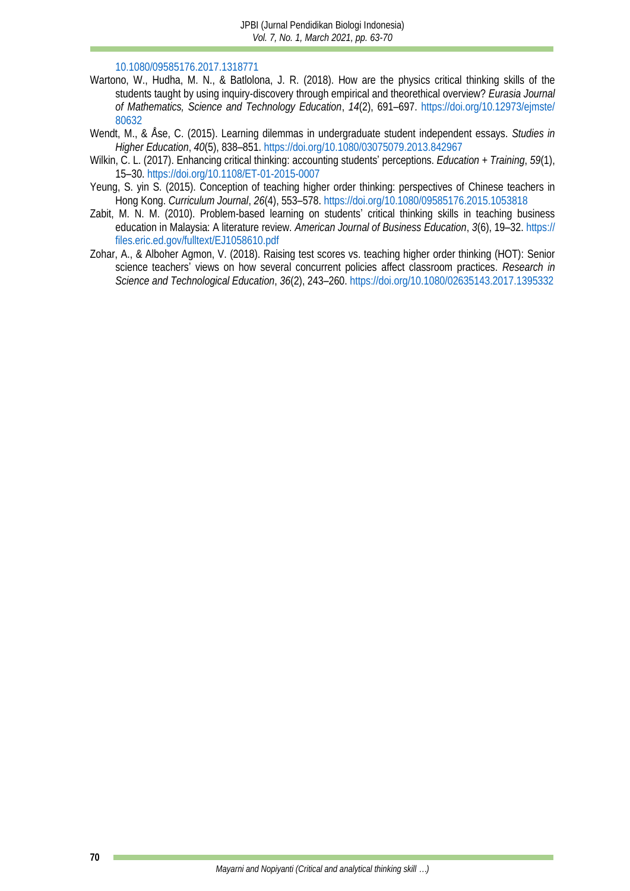10.1080/09585176.2017.1318771

Wartono, W., Hudha, M. N., & Batlolona, J. R. (2018). How are the physics critical thinking skills of the students taught by using inquiry-discovery through empirical and theorethical overview? *Eurasia Journal of Mathematics, Science and Technology Education*, *14*(2), 691–697. https://doi.org/10.12973/ejmste/80632

Wendt, M., & Åse, C. (2015). Learning dilemmas in undergraduate student independent essays. *Studies in Higher Education*, *40*(5), 838–851. https://doi.org/10.1080/03075079.2013.842967

Wilkin, C. L. (2017). Enhancing critical thinking: accounting students' perceptions. *Education + Training*, *59*(1), 15–30. https://doi.org/10.1108/ET-01-2015-0007

Yeung, S. yin S. (2015). Conception of teaching higher order thinking: perspectives of Chinese teachers in Hong Kong. *Curriculum Journal*, *26*(4), 553–578. https://doi.org/10.1080/09585176.2015.1053818

Zabit, M. N. M. (2010). Problem-based learning on students' critical thinking skills in teaching business education in Malaysia: A literature review. *American Journal of Business Education*, *3*(6), 19–32. https://files.eric.ed.gov/fulltext/EJ1058610.pdf

Zohar, A., & Alboher Agmon, V. (2018). Raising test scores vs. teaching higher order thinking (HOT): Senior science teachers' views on how several concurrent policies affect classroom practices. *Research in Science and Technological Education*, *36*(2), 243–260. https://doi.org/10.1080/02635143.2017.1395332